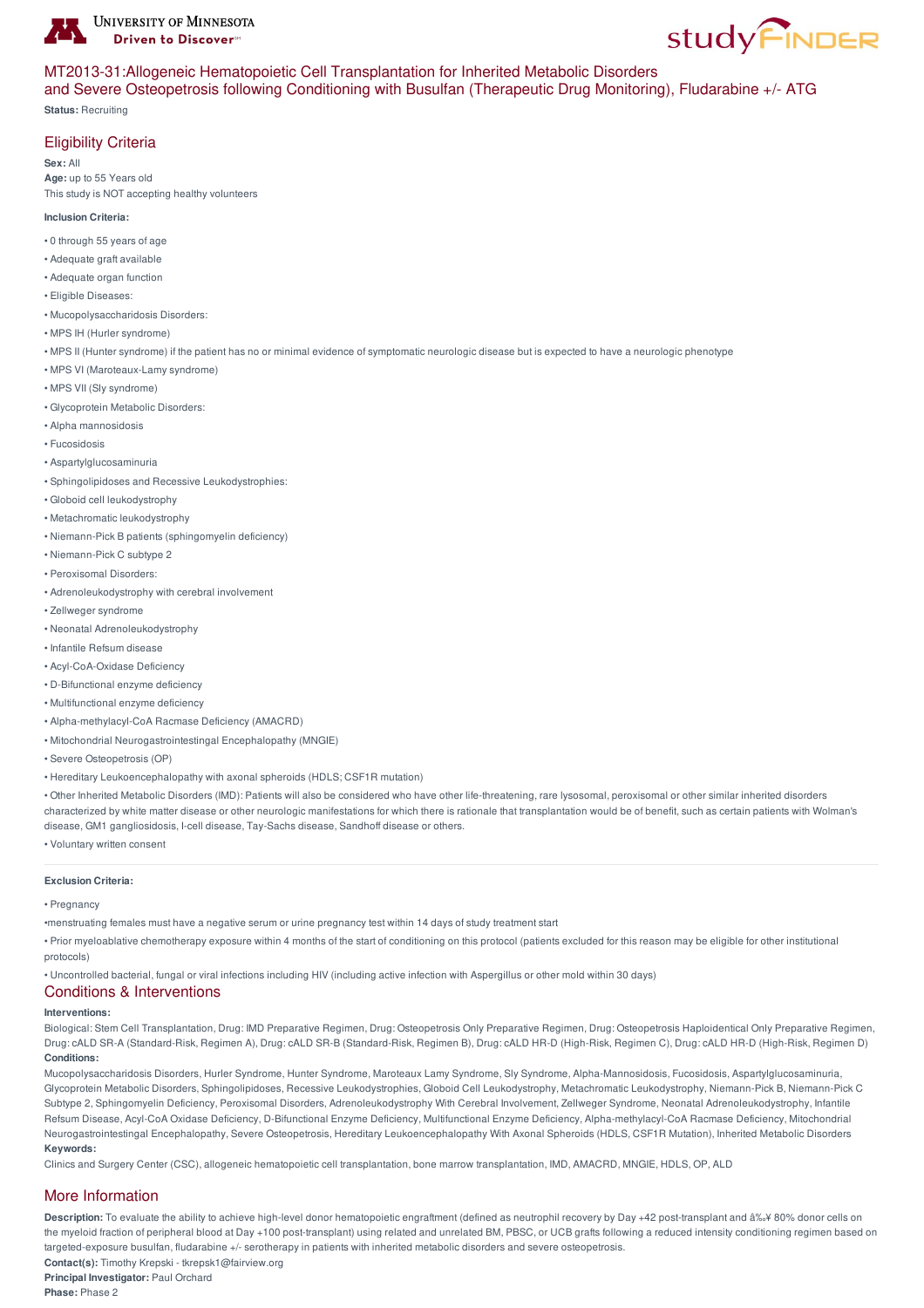# MT2013-31:Allogeneic Hematopoietic Cell Transplantation for Inherited Metabolic Disorders and Severe Osteopetrosis following Conditioning with Busulfan (Therapeutic Drug Monitoring), Fludarabine +/- ATG

**Status:** Recruiting

## Eligibility Criteria

**Sex:** All
**Age:** up to 55 Years old
This study is NOT accepting healthy volunteers

**Inclusion Criteria:**

- 0 through 55 years of age
- Adequate graft available
- Adequate organ function
- Eligible Diseases:
- Mucopolysaccharidosis Disorders:
- MPS IH (Hurler syndrome)
- MPS II (Hunter syndrome) if the patient has no or minimal evidence of symptomatic neurologic disease but is expected to have a neurologic phenotype
- MPS VI (Maroteaux-Lamy syndrome)
- MPS VII (Sly syndrome)
- Glycoprotein Metabolic Disorders:
- Alpha mannosidosis
- Fucosidosis
- Aspartylglucosaminuria
- Sphingolipidoses and Recessive Leukodystrophies:
- Globoid cell leukodystrophy
- Metachromatic leukodystrophy
- Niemann-Pick B patients (sphingomyelin deficiency)
- Niemann-Pick C subtype 2
- Peroxisomal Disorders:
- Adrenoleukodystrophy with cerebral involvement
- Zellweger syndrome
- Neonatal Adrenoleukodystrophy
- Infantile Refsum disease
- Acyl-CoA-Oxidase Deficiency
- D-Bifunctional enzyme deficiency
- Multifunctional enzyme deficiency
- Alpha-methylacyl-CoA Racmase Deficiency (AMACRD)
- Mitochondrial Neurogastrointestingal Encephalopathy (MNGIE)
- Severe Osteopetrosis (OP)
- Hereditary Leukoencephalopathy with axonal spheroids (HDLS; CSF1R mutation)
- Other Inherited Metabolic Disorders (IMD): Patients will also be considered who have other life-threatening, rare lysosomal, peroxisomal or other similar inherited disorders characterized by white matter disease or other neurologic manifestations for which there is rationale that transplantation would be of benefit, such as certain patients with Wolman's disease, GM1 gangliosidosis, I-cell disease, Tay-Sachs disease, Sandhoff disease or others.
- Voluntary written consent

**Exclusion Criteria:**

- Pregnancy
- menstruating females must have a negative serum or urine pregnancy test within 14 days of study treatment start
- Prior myeloablative chemotherapy exposure within 4 months of the start of conditioning on this protocol (patients excluded for this reason may be eligible for other institutional protocols)
- Uncontrolled bacterial, fungal or viral infections including HIV (including active infection with Aspergillus or other mold within 30 days)

## Conditions & Interventions

**Interventions:**
Biological: Stem Cell Transplantation, Drug: IMD Preparative Regimen, Drug: Osteopetrosis Only Preparative Regimen, Drug: Osteopetrosis Haploidentical Only Preparative Regimen, Drug: cALD SR-A (Standard-Risk, Regimen A), Drug: cALD SR-B (Standard-Risk, Regimen B), Drug: cALD HR-D (High-Risk, Regimen C), Drug: cALD HR-D (High-Risk, Regimen D)
**Conditions:**
Mucopolysaccharidosis Disorders, Hurler Syndrome, Hunter Syndrome, Maroteaux Lamy Syndrome, Sly Syndrome, Alpha-Mannosidosis, Fucosidosis, Aspartylglucosaminuria, Glycoprotein Metabolic Disorders, Sphingolipidoses, Recessive Leukodystrophies, Globoid Cell Leukodystrophy, Metachromatic Leukodystrophy, Niemann-Pick B, Niemann-Pick C Subtype 2, Sphingomyelin Deficiency, Peroxisomal Disorders, Adrenoleukodystrophy With Cerebral Involvement, Zellweger Syndrome, Neonatal Adrenoleukodystrophy, Infantile Refsum Disease, Acyl-CoA Oxidase Deficiency, D-Bifunctional Enzyme Deficiency, Multifunctional Enzyme Deficiency, Alpha-methylacyl-CoA Racmase Deficiency, Mitochondrial Neurogastrointestingal Encephalopathy, Severe Osteopetrosis, Hereditary Leukoencephalopathy With Axonal Spheroids (HDLS, CSF1R Mutation), Inherited Metabolic Disorders
**Keywords:**
Clinics and Surgery Center (CSC), allogeneic hematopoietic cell transplantation, bone marrow transplantation, IMD, AMACRD, MNGIE, HDLS, OP, ALD

## More Information

**Description:** To evaluate the ability to achieve high-level donor hematopoietic engraftment (defined as neutrophil recovery by Day +42 post-transplant and â‰¥ 80% donor cells on the myeloid fraction of peripheral blood at Day +100 post-transplant) using related and unrelated BM, PBSC, or UCB grafts following a reduced intensity conditioning regimen based on targeted-exposure busulfan, fludarabine +/- serotherapy in patients with inherited metabolic disorders and severe osteopetrosis.
**Contact(s):** Timothy Krepski - tkrepsk1@fairview.org
**Principal Investigator:** Paul Orchard
**Phase:** Phase 2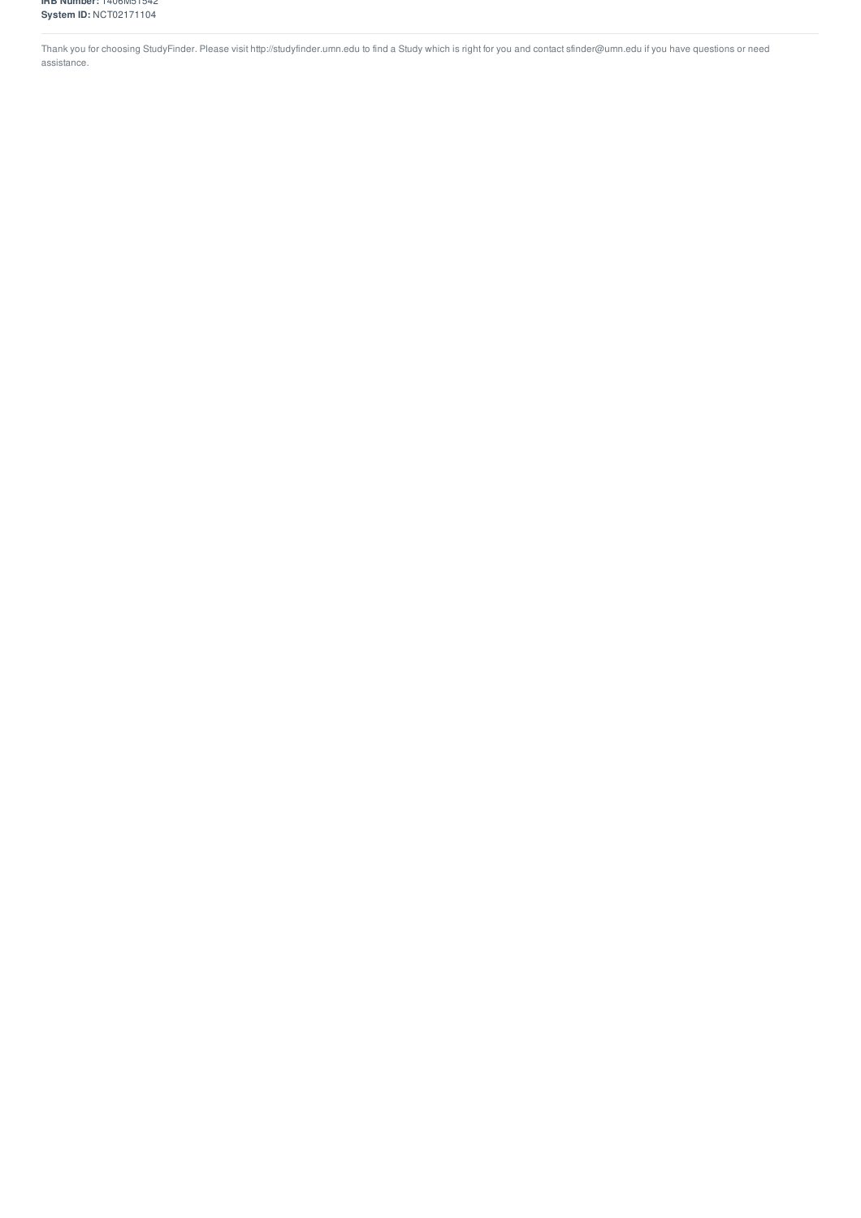**IRB Number:** 1406M51542
**System ID:** NCT02171104

Thank you for choosing StudyFinder. Please visit http://studyfinder.umn.edu to find a Study which is right for you and contact sfinder@umn.edu if you have questions or need assistance.